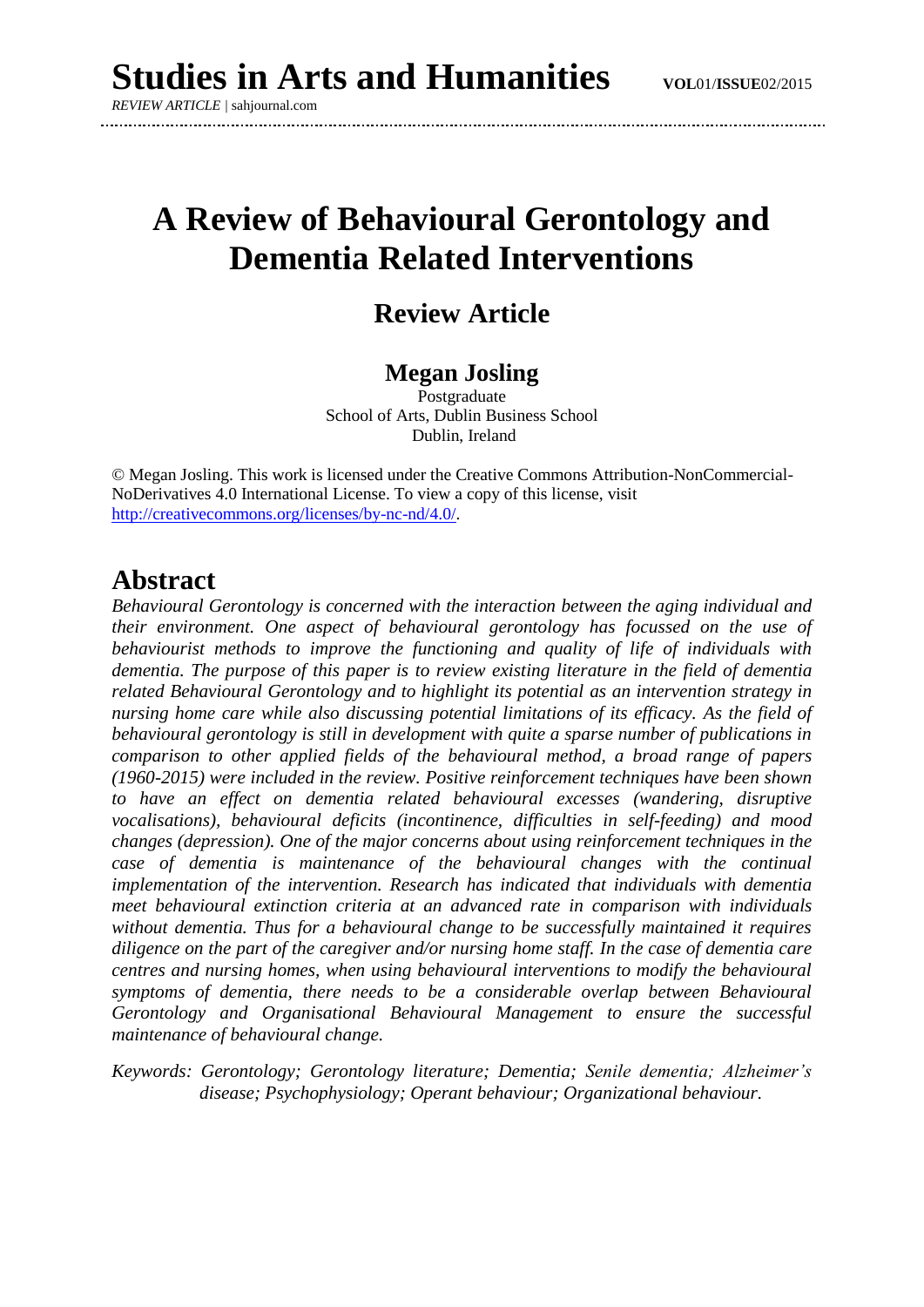# A Review of Behavioural Gerontology and Dementia Related Interventions

## Review Article

### Megan Josling

Postgraduate
School of Arts, Dublin Business School
Dublin, Ireland

© Megan Josling. This work is licensed under the Creative Commons Attribution-NonCommercial-NoDerivatives 4.0 International License. To view a copy of this license, visit http://creativecommons.org/licenses/by-nc-nd/4.0/.

## Abstract

*Behavioural Gerontology is concerned with the interaction between the aging individual and their environment. One aspect of behavioural gerontology has focussed on the use of behaviourist methods to improve the functioning and quality of life of individuals with dementia. The purpose of this paper is to review existing literature in the field of dementia related Behavioural Gerontology and to highlight its potential as an intervention strategy in nursing home care while also discussing potential limitations of its efficacy. As the field of behavioural gerontology is still in development with quite a sparse number of publications in comparison to other applied fields of the behavioural method, a broad range of papers (1960-2015) were included in the review. Positive reinforcement techniques have been shown to have an effect on dementia related behavioural excesses (wandering, disruptive vocalisations), behavioural deficits (incontinence, difficulties in self-feeding) and mood changes (depression). One of the major concerns about using reinforcement techniques in the case of dementia is maintenance of the behavioural changes with the continual implementation of the intervention. Research has indicated that individuals with dementia meet behavioural extinction criteria at an advanced rate in comparison with individuals without dementia. Thus for a behavioural change to be successfully maintained it requires diligence on the part of the caregiver and/or nursing home staff. In the case of dementia care centres and nursing homes, when using behavioural interventions to modify the behavioural symptoms of dementia, there needs to be a considerable overlap between Behavioural Gerontology and Organisational Behavioural Management to ensure the successful maintenance of behavioural change.*

*Keywords: Gerontology; Gerontology literature; Dementia; Senile dementia; Alzheimer's disease; Psychophysiology; Operant behaviour; Organizational behaviour.*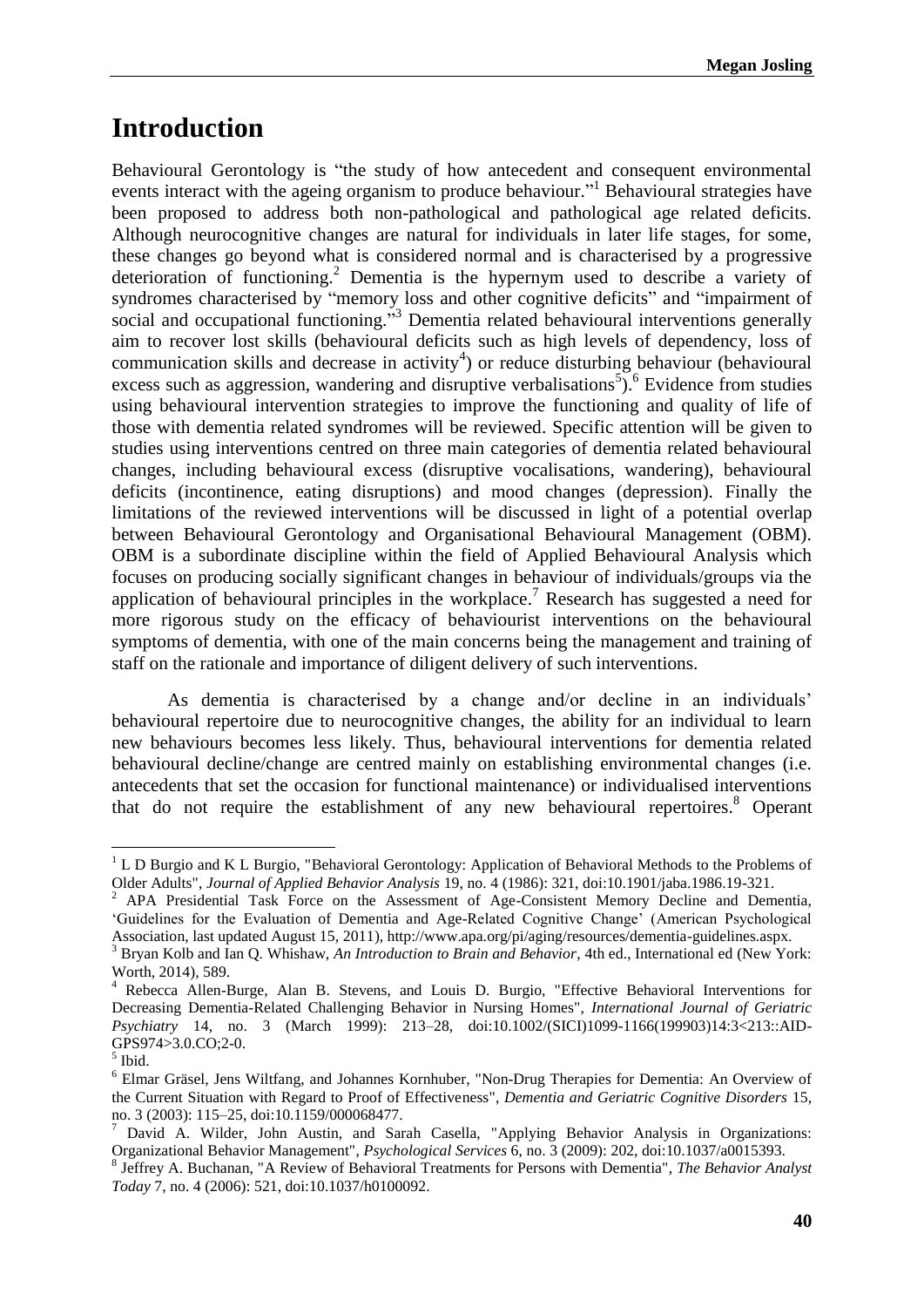// Transcription note: running header "Megan Josling" and page number omitted per rules.
# Introduction

Behavioural Gerontology is "the study of how antecedent and consequent environmental events interact with the ageing organism to produce behaviour."[1] Behavioural strategies have been proposed to address both non-pathological and pathological age related deficits. Although neurocognitive changes are natural for individuals in later life stages, for some, these changes go beyond what is considered normal and is characterised by a progressive deterioration of functioning.[2] Dementia is the hypernym used to describe a variety of syndromes characterised by "memory loss and other cognitive deficits" and "impairment of social and occupational functioning."[3] Dementia related behavioural interventions generally aim to recover lost skills (behavioural deficits such as high levels of dependency, loss of communication skills and decrease in activity[4]) or reduce disturbing behaviour (behavioural excess such as aggression, wandering and disruptive verbalisations[5]).[6] Evidence from studies using behavioural intervention strategies to improve the functioning and quality of life of those with dementia related syndromes will be reviewed. Specific attention will be given to studies using interventions centred on three main categories of dementia related behavioural changes, including behavioural excess (disruptive vocalisations, wandering), behavioural deficits (incontinence, eating disruptions) and mood changes (depression). Finally the limitations of the reviewed interventions will be discussed in light of a potential overlap between Behavioural Gerontology and Organisational Behavioural Management (OBM). OBM is a subordinate discipline within the field of Applied Behavioural Analysis which focuses on producing socially significant changes in behaviour of individuals/groups via the application of behavioural principles in the workplace.[7] Research has suggested a need for more rigorous study on the efficacy of behaviourist interventions on the behavioural symptoms of dementia, with one of the main concerns being the management and training of staff on the rationale and importance of diligent delivery of such interventions.

As dementia is characterised by a change and/or decline in an individuals' behavioural repertoire due to neurocognitive changes, the ability for an individual to learn new behaviours becomes less likely. Thus, behavioural interventions for dementia related behavioural decline/change are centred mainly on establishing environmental changes (i.e. antecedents that set the occasion for functional maintenance) or individualised interventions that do not require the establishment of any new behavioural repertoires.[8] Operant

---

[1] L D Burgio and K L Burgio, "Behavioral Gerontology: Application of Behavioral Methods to the Problems of Older Adults", *Journal of Applied Behavior Analysis* 19, no. 4 (1986): 321, doi:10.1901/jaba.1986.19-321.

[2] APA Presidential Task Force on the Assessment of Age-Consistent Memory Decline and Dementia, 'Guidelines for the Evaluation of Dementia and Age-Related Cognitive Change' (American Psychological Association, last updated August 15, 2011), http://www.apa.org/pi/aging/resources/dementia-guidelines.aspx.

[3] Bryan Kolb and Ian Q. Whishaw, *An Introduction to Brain and Behavior*, 4th ed., International ed (New York: Worth, 2014), 589.

[4] Rebecca Allen-Burge, Alan B. Stevens, and Louis D. Burgio, "Effective Behavioral Interventions for Decreasing Dementia-Related Challenging Behavior in Nursing Homes", *International Journal of Geriatric Psychiatry* 14, no. 3 (March 1999): 213–28, doi:10.1002/(SICI)1099-1166(199903)14:3<213::AID-GPS974>3.0.CO;2-0.

[5] Ibid.

[6] Elmar Gräsel, Jens Wiltfang, and Johannes Kornhuber, "Non-Drug Therapies for Dementia: An Overview of the Current Situation with Regard to Proof of Effectiveness", *Dementia and Geriatric Cognitive Disorders* 15, no. 3 (2003): 115–25, doi:10.1159/000068477.

[7] David A. Wilder, John Austin, and Sarah Casella, "Applying Behavior Analysis in Organizations: Organizational Behavior Management", *Psychological Services* 6, no. 3 (2009): 202, doi:10.1037/a0015393.

[8] Jeffrey A. Buchanan, "A Review of Behavioral Treatments for Persons with Dementia", *The Behavior Analyst Today* 7, no. 4 (2006): 521, doi:10.1037/h0100092.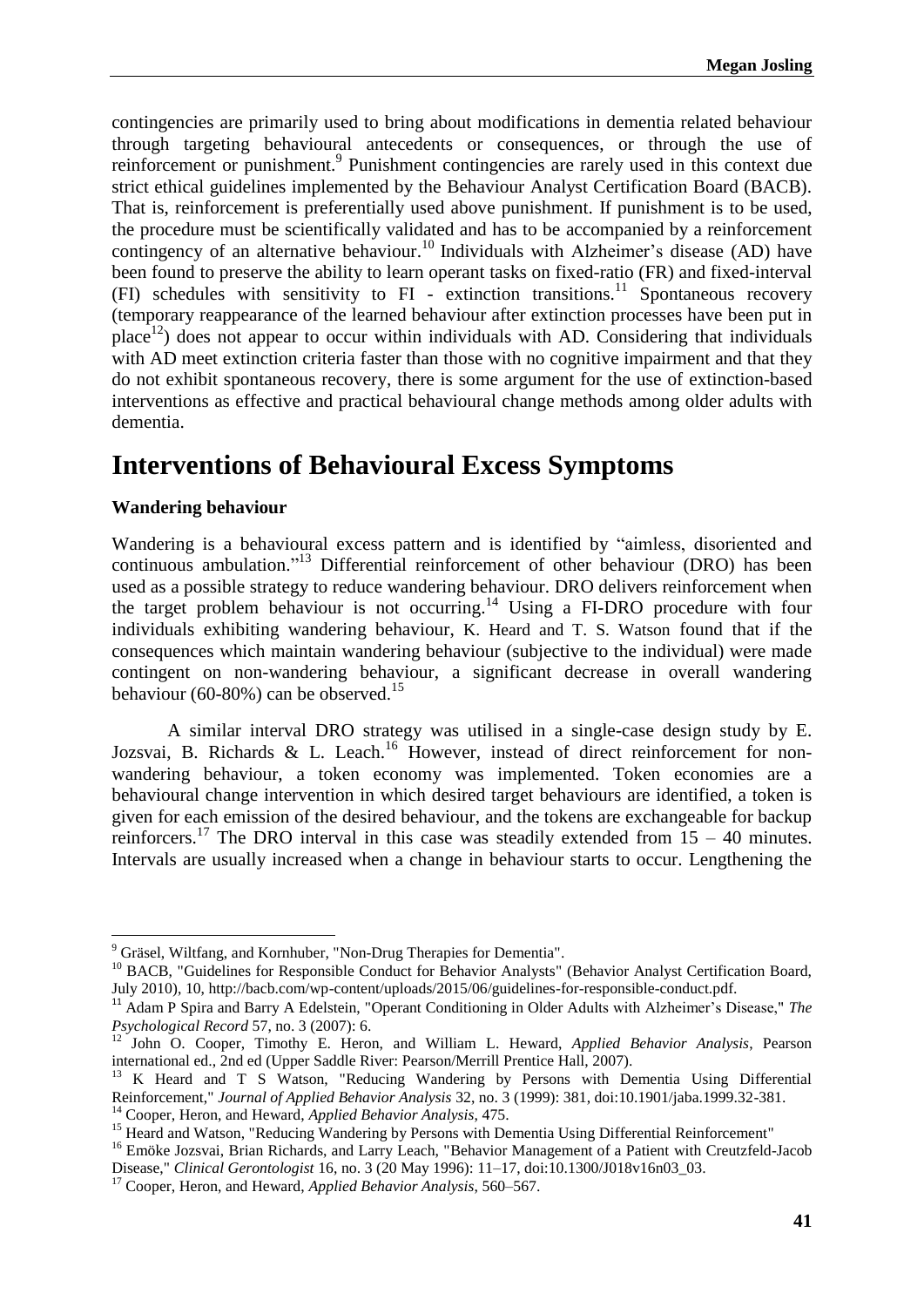contingencies are primarily used to bring about modifications in dementia related behaviour through targeting behavioural antecedents or consequences, or through the use of reinforcement or punishment.[9] Punishment contingencies are rarely used in this context due strict ethical guidelines implemented by the Behaviour Analyst Certification Board (BACB). That is, reinforcement is preferentially used above punishment. If punishment is to be used, the procedure must be scientifically validated and has to be accompanied by a reinforcement contingency of an alternative behaviour.[10] Individuals with Alzheimer's disease (AD) have been found to preserve the ability to learn operant tasks on fixed-ratio (FR) and fixed-interval (FI) schedules with sensitivity to FI - extinction transitions.[11] Spontaneous recovery (temporary reappearance of the learned behaviour after extinction processes have been put in place[12]) does not appear to occur within individuals with AD. Considering that individuals with AD meet extinction criteria faster than those with no cognitive impairment and that they do not exhibit spontaneous recovery, there is some argument for the use of extinction-based interventions as effective and practical behavioural change methods among older adults with dementia.

# Interventions of Behavioural Excess Symptoms

**Wandering behaviour**

Wandering is a behavioural excess pattern and is identified by "aimless, disoriented and continuous ambulation."[13] Differential reinforcement of other behaviour (DRO) has been used as a possible strategy to reduce wandering behaviour. DRO delivers reinforcement when the target problem behaviour is not occurring.[14] Using a FI-DRO procedure with four individuals exhibiting wandering behaviour, K. Heard and T. S. Watson found that if the consequences which maintain wandering behaviour (subjective to the individual) were made contingent on non-wandering behaviour, a significant decrease in overall wandering behaviour (60-80%) can be observed.[15]

A similar interval DRO strategy was utilised in a single-case design study by E. Jozsvai, B. Richards & L. Leach.[16] However, instead of direct reinforcement for non-wandering behaviour, a token economy was implemented. Token economies are a behavioural change intervention in which desired target behaviours are identified, a token is given for each emission of the desired behaviour, and the tokens are exchangeable for backup reinforcers.[17] The DRO interval in this case was steadily extended from 15 – 40 minutes. Intervals are usually increased when a change in behaviour starts to occur. Lengthening the

---

[9] Gräsel, Wiltfang, and Kornhuber, "Non-Drug Therapies for Dementia".

[10] BACB, "Guidelines for Responsible Conduct for Behavior Analysts" (Behavior Analyst Certification Board, July 2010), 10, http://bacb.com/wp-content/uploads/2015/06/guidelines-for-responsible-conduct.pdf.

[11] Adam P Spira and Barry A Edelstein, "Operant Conditioning in Older Adults with Alzheimer's Disease," *The Psychological Record* 57, no. 3 (2007): 6.

[12] John O. Cooper, Timothy E. Heron, and William L. Heward, *Applied Behavior Analysis*, Pearson international ed., 2nd ed (Upper Saddle River: Pearson/Merrill Prentice Hall, 2007).

[13] K Heard and T S Watson, "Reducing Wandering by Persons with Dementia Using Differential Reinforcement," *Journal of Applied Behavior Analysis* 32, no. 3 (1999): 381, doi:10.1901/jaba.1999.32-381.

[14] Cooper, Heron, and Heward, *Applied Behavior Analysis*, 475.

[15] Heard and Watson, "Reducing Wandering by Persons with Dementia Using Differential Reinforcement"

[16] Emöke Jozsvai, Brian Richards, and Larry Leach, "Behavior Management of a Patient with Creutzfeld-Jacob Disease," *Clinical Gerontologist* 16, no. 3 (20 May 1996): 11–17, doi:10.1300/J018v16n03_03.

[17] Cooper, Heron, and Heward, *Applied Behavior Analysis*, 560–567.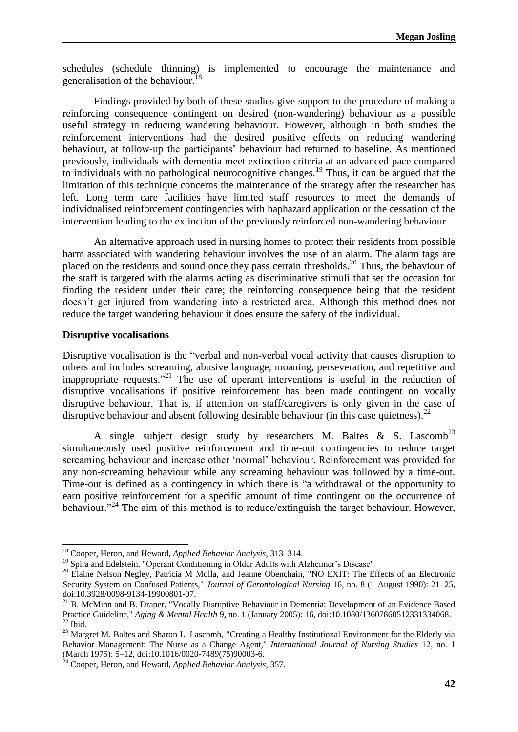schedules (schedule thinning) is implemented to encourage the maintenance and generalisation of the behaviour.[18]

Findings provided by both of these studies give support to the procedure of making a reinforcing consequence contingent on desired (non-wandering) behaviour as a possible useful strategy in reducing wandering behaviour. However, although in both studies the reinforcement interventions had the desired positive effects on reducing wandering behaviour, at follow-up the participants' behaviour had returned to baseline. As mentioned previously, individuals with dementia meet extinction criteria at an advanced pace compared to individuals with no pathological neurocognitive changes.[19] Thus, it can be argued that the limitation of this technique concerns the maintenance of the strategy after the researcher has left. Long term care facilities have limited staff resources to meet the demands of individualised reinforcement contingencies with haphazard application or the cessation of the intervention leading to the extinction of the previously reinforced non-wandering behaviour.

An alternative approach used in nursing homes to protect their residents from possible harm associated with wandering behaviour involves the use of an alarm. The alarm tags are placed on the residents and sound once they pass certain thresholds.[20] Thus, the behaviour of the staff is targeted with the alarms acting as discriminative stimuli that set the occasion for finding the resident under their care; the reinforcing consequence being that the resident doesn't get injured from wandering into a restricted area. Although this method does not reduce the target wandering behaviour it does ensure the safety of the individual.

**Disruptive vocalisations**

Disruptive vocalisation is the "verbal and non-verbal vocal activity that causes disruption to others and includes screaming, abusive language, moaning, perseveration, and repetitive and inappropriate requests."[21] The use of operant interventions is useful in the reduction of disruptive vocalisations if positive reinforcement has been made contingent on vocally disruptive behaviour. That is, if attention on staff/caregivers is only given in the case of disruptive behaviour and absent following desirable behaviour (in this case quietness).[22]

A single subject design study by researchers M. Baltes & S. Lascomb[23] simultaneously used positive reinforcement and time-out contingencies to reduce target screaming behaviour and increase other 'normal' behaviour. Reinforcement was provided for any non-screaming behaviour while any screaming behaviour was followed by a time-out. Time-out is defined as a contingency in which there is "a withdrawal of the opportunity to earn positive reinforcement for a specific amount of time contingent on the occurrence of behaviour."[24] The aim of this method is to reduce/extinguish the target behaviour. However,

---

[18] Cooper, Heron, and Heward, *Applied Behavior Analysis*, 313–314.

[19] Spira and Edelstein, "Operant Conditioning in Older Adults with Alzheimer's Disease"

[20] Elaine Nelson Negley, Patricia M Molla, and Jeanne Obenchain, "NO EXIT: The Effects of an Electronic Security System on Confused Patients," *Journal of Gerontological Nursing* 16, no. 8 (1 August 1990): 21–25, doi:10.3928/0098-9134-19900801-07.

[21] B. McMinn and B. Draper, "Vocally Disruptive Behaviour in Dementia: Development of an Evidence Based Practice Guideline," *Aging & Mental Health* 9, no. 1 (January 2005): 16, doi:10.1080/13607860512331334068.

[22] Ibid.

[23] Margret M. Baltes and Sharon L. Lascomb, "Creating a Healthy Institutional Environment for the Elderly via Behavior Management: The Nurse as a Change Agent," *International Journal of Nursing Studies* 12, no. 1 (March 1975): 5–12, doi:10.1016/0020-7489(75)90003-6.

[24] Cooper, Heron, and Heward, *Applied Behavior Analysis*, 357.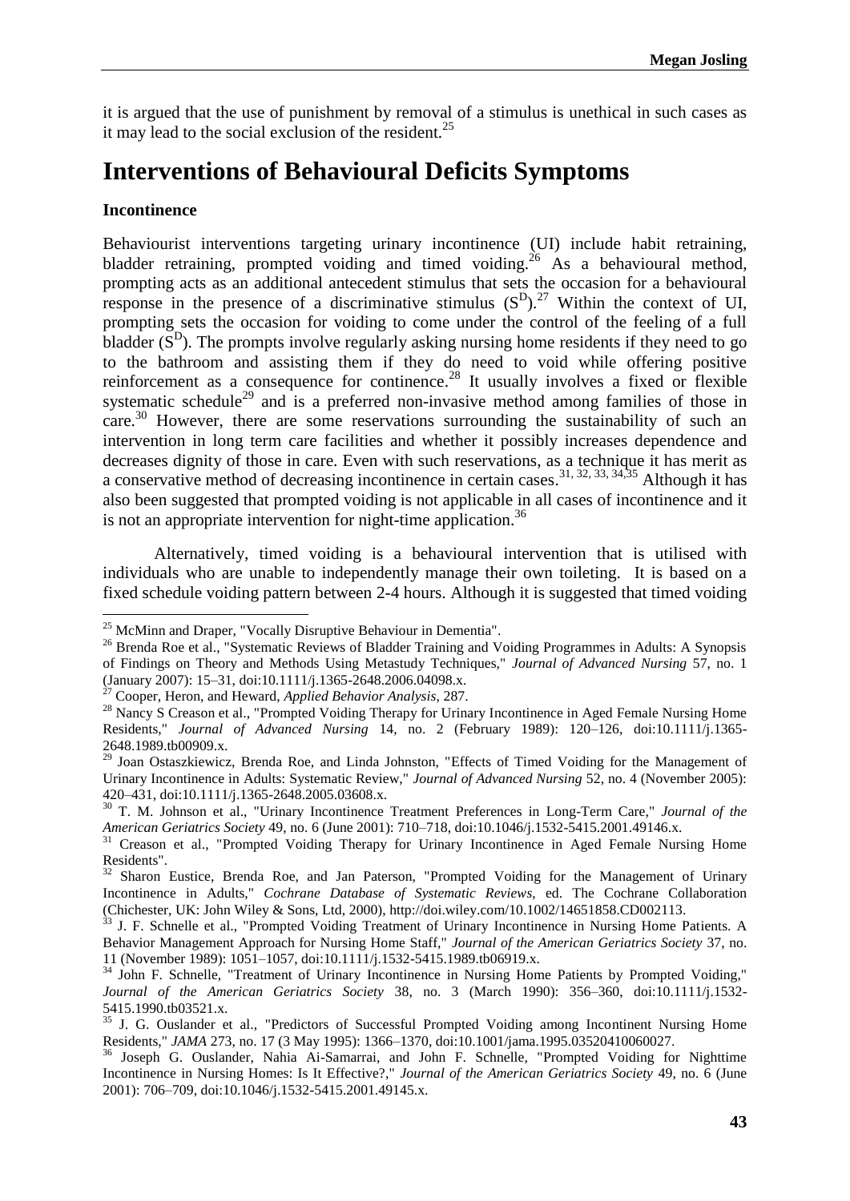it is argued that the use of punishment by removal of a stimulus is unethical in such cases as it may lead to the social exclusion of the resident.[25]

# Interventions of Behavioural Deficits Symptoms

**Incontinence**

Behaviourist interventions targeting urinary incontinence (UI) include habit retraining, bladder retraining, prompted voiding and timed voiding.[26] As a behavioural method, prompting acts as an additional antecedent stimulus that sets the occasion for a behavioural response in the presence of a discriminative stimulus ($S^D$).[27] Within the context of UI, prompting sets the occasion for voiding to come under the control of the feeling of a full bladder ($S^D$). The prompts involve regularly asking nursing home residents if they need to go to the bathroom and assisting them if they do need to void while offering positive reinforcement as a consequence for continence.[28] It usually involves a fixed or flexible systematic schedule[29] and is a preferred non-invasive method among families of those in care.[30] However, there are some reservations surrounding the sustainability of such an intervention in long term care facilities and whether it possibly increases dependence and decreases dignity of those in care. Even with such reservations, as a technique it has merit as a conservative method of decreasing incontinence in certain cases.[31, 32, 33, 34,35] Although it has also been suggested that prompted voiding is not applicable in all cases of incontinence and it is not an appropriate intervention for night-time application.[36]

Alternatively, timed voiding is a behavioural intervention that is utilised with individuals who are unable to independently manage their own toileting. It is based on a fixed schedule voiding pattern between 2-4 hours. Although it is suggested that timed voiding

---

[25] McMinn and Draper, "Vocally Disruptive Behaviour in Dementia".

[26] Brenda Roe et al., "Systematic Reviews of Bladder Training and Voiding Programmes in Adults: A Synopsis of Findings on Theory and Methods Using Metastudy Techniques," *Journal of Advanced Nursing* 57, no. 1 (January 2007): 15–31, doi:10.1111/j.1365-2648.2006.04098.x.

[27] Cooper, Heron, and Heward, *Applied Behavior Analysis*, 287.

[28] Nancy S Creason et al., "Prompted Voiding Therapy for Urinary Incontinence in Aged Female Nursing Home Residents," *Journal of Advanced Nursing* 14, no. 2 (February 1989): 120–126, doi:10.1111/j.1365-2648.1989.tb00909.x.

[29] Joan Ostaszkiewicz, Brenda Roe, and Linda Johnston, "Effects of Timed Voiding for the Management of Urinary Incontinence in Adults: Systematic Review," *Journal of Advanced Nursing* 52, no. 4 (November 2005): 420–431, doi:10.1111/j.1365-2648.2005.03608.x.

[30] T. M. Johnson et al., "Urinary Incontinence Treatment Preferences in Long-Term Care," *Journal of the American Geriatrics Society* 49, no. 6 (June 2001): 710–718, doi:10.1046/j.1532-5415.2001.49146.x.

[31] Creason et al., "Prompted Voiding Therapy for Urinary Incontinence in Aged Female Nursing Home Residents".

[32] Sharon Eustice, Brenda Roe, and Jan Paterson, "Prompted Voiding for the Management of Urinary Incontinence in Adults," *Cochrane Database of Systematic Reviews*, ed. The Cochrane Collaboration (Chichester, UK: John Wiley & Sons, Ltd, 2000), http://doi.wiley.com/10.1002/14651858.CD002113.

[33] J. F. Schnelle et al., "Prompted Voiding Treatment of Urinary Incontinence in Nursing Home Patients. A Behavior Management Approach for Nursing Home Staff," *Journal of the American Geriatrics Society* 37, no. 11 (November 1989): 1051–1057, doi:10.1111/j.1532-5415.1989.tb06919.x.

[34] John F. Schnelle, "Treatment of Urinary Incontinence in Nursing Home Patients by Prompted Voiding," *Journal of the American Geriatrics Society* 38, no. 3 (March 1990): 356–360, doi:10.1111/j.1532-5415.1990.tb03521.x.

[35] J. G. Ouslander et al., "Predictors of Successful Prompted Voiding among Incontinent Nursing Home Residents," *JAMA* 273, no. 17 (3 May 1995): 1366–1370, doi:10.1001/jama.1995.03520410060027.

[36] Joseph G. Ouslander, Nahia Ai-Samarrai, and John F. Schnelle, "Prompted Voiding for Nighttime Incontinence in Nursing Homes: Is It Effective?," *Journal of the American Geriatrics Society* 49, no. 6 (June 2001): 706–709, doi:10.1046/j.1532-5415.2001.49145.x.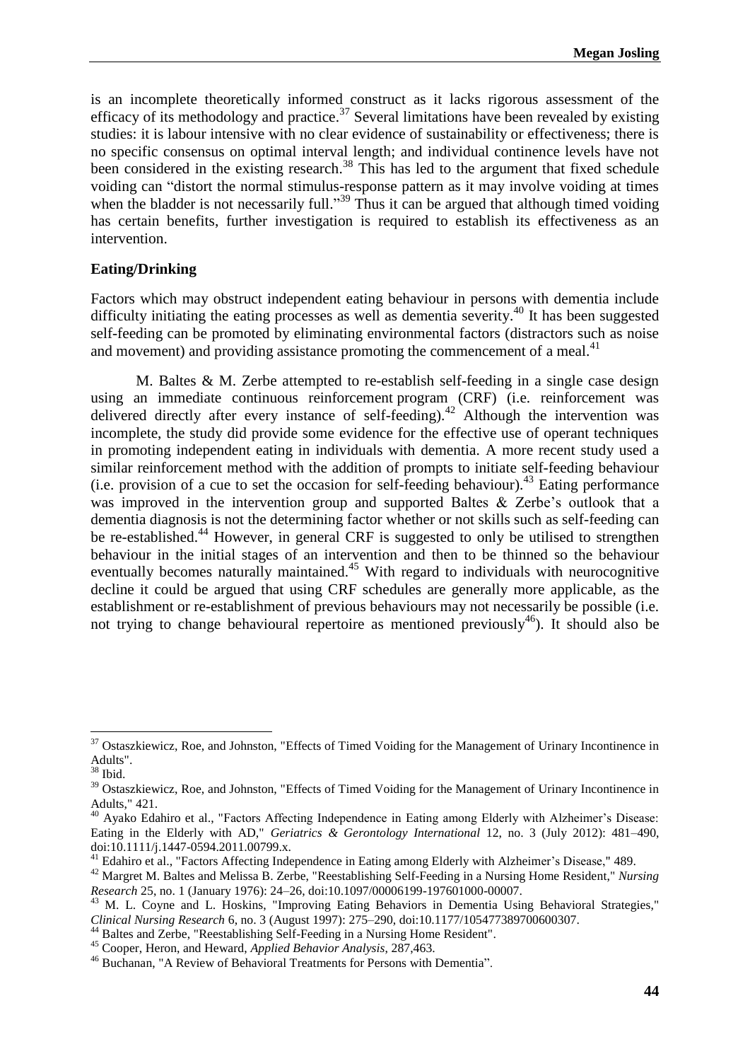is an incomplete theoretically informed construct as it lacks rigorous assessment of the efficacy of its methodology and practice.[37] Several limitations have been revealed by existing studies: it is labour intensive with no clear evidence of sustainability or effectiveness; there is no specific consensus on optimal interval length; and individual continence levels have not been considered in the existing research.[38] This has led to the argument that fixed schedule voiding can "distort the normal stimulus-response pattern as it may involve voiding at times when the bladder is not necessarily full."[39] Thus it can be argued that although timed voiding has certain benefits, further investigation is required to establish its effectiveness as an intervention.

**Eating/Drinking**

Factors which may obstruct independent eating behaviour in persons with dementia include difficulty initiating the eating processes as well as dementia severity.[40] It has been suggested self-feeding can be promoted by eliminating environmental factors (distractors such as noise and movement) and providing assistance promoting the commencement of a meal.[41]

M. Baltes & M. Zerbe attempted to re-establish self-feeding in a single case design using an immediate continuous reinforcement program (CRF) (i.e. reinforcement was delivered directly after every instance of self-feeding).[42] Although the intervention was incomplete, the study did provide some evidence for the effective use of operant techniques in promoting independent eating in individuals with dementia. A more recent study used a similar reinforcement method with the addition of prompts to initiate self-feeding behaviour (i.e. provision of a cue to set the occasion for self-feeding behaviour).[43] Eating performance was improved in the intervention group and supported Baltes & Zerbe's outlook that a dementia diagnosis is not the determining factor whether or not skills such as self-feeding can be re-established.[44] However, in general CRF is suggested to only be utilised to strengthen behaviour in the initial stages of an intervention and then to be thinned so the behaviour eventually becomes naturally maintained.[45] With regard to individuals with neurocognitive decline it could be argued that using CRF schedules are generally more applicable, as the establishment or re-establishment of previous behaviours may not necessarily be possible (i.e. not trying to change behavioural repertoire as mentioned previously[46]). It should also be

---

[37] Ostaszkiewicz, Roe, and Johnston, "Effects of Timed Voiding for the Management of Urinary Incontinence in Adults".

[38] Ibid.

[39] Ostaszkiewicz, Roe, and Johnston, "Effects of Timed Voiding for the Management of Urinary Incontinence in Adults," 421.

[40] Ayako Edahiro et al., "Factors Affecting Independence in Eating among Elderly with Alzheimer's Disease: Eating in the Elderly with AD," *Geriatrics & Gerontology International* 12, no. 3 (July 2012): 481–490, doi:10.1111/j.1447-0594.2011.00799.x.

[41] Edahiro et al., "Factors Affecting Independence in Eating among Elderly with Alzheimer's Disease," 489.

[42] Margret M. Baltes and Melissa B. Zerbe, "Reestablishing Self-Feeding in a Nursing Home Resident," *Nursing Research* 25, no. 1 (January 1976): 24–26, doi:10.1097/00006199-197601000-00007.

[43] M. L. Coyne and L. Hoskins, "Improving Eating Behaviors in Dementia Using Behavioral Strategies," *Clinical Nursing Research* 6, no. 3 (August 1997): 275–290, doi:10.1177/105477389700600307.

[44] Baltes and Zerbe, "Reestablishing Self-Feeding in a Nursing Home Resident".

[45] Cooper, Heron, and Heward, *Applied Behavior Analysis*, 287,463.

[46] Buchanan, "A Review of Behavioral Treatments for Persons with Dementia".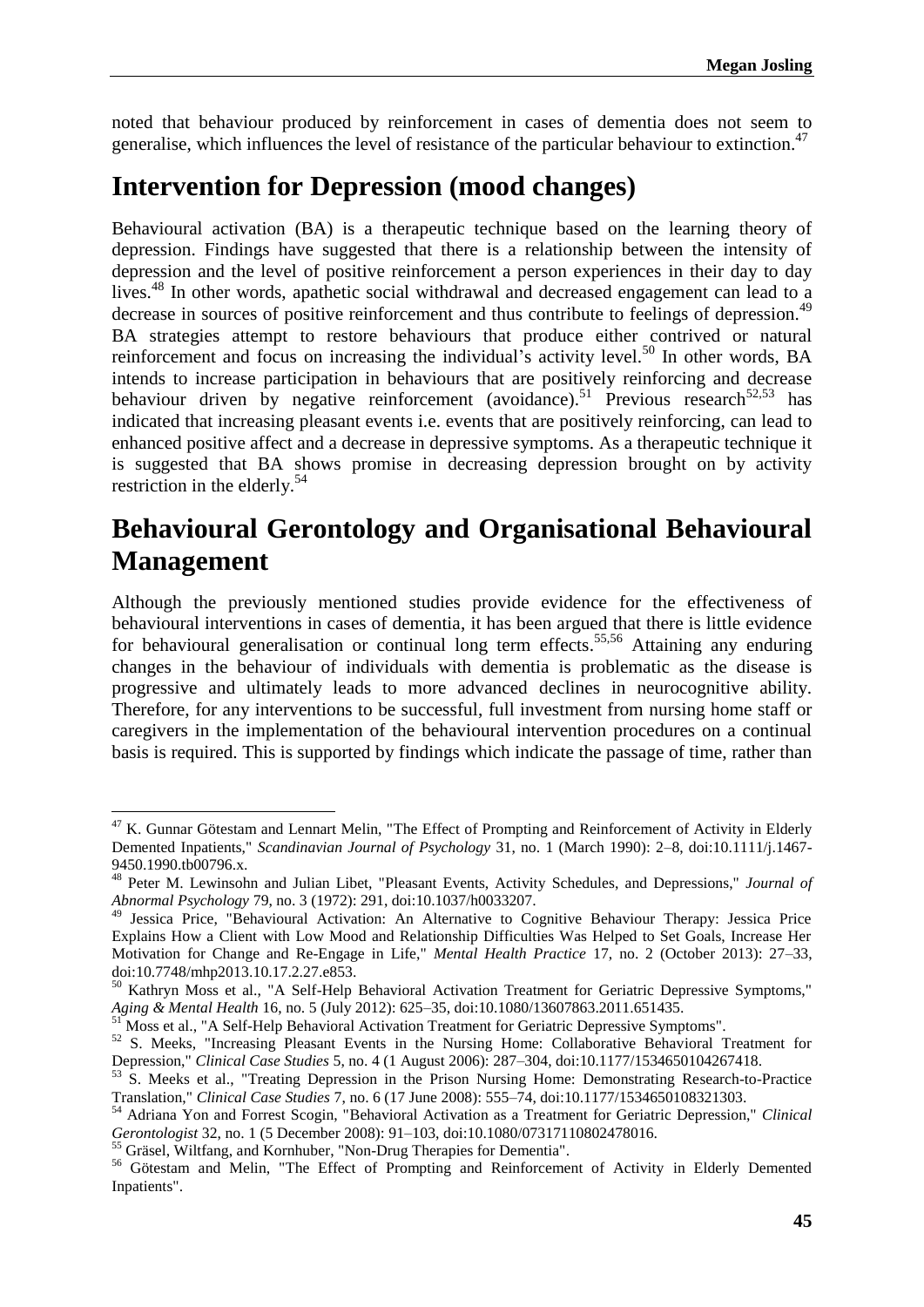noted that behaviour produced by reinforcement in cases of dementia does not seem to generalise, which influences the level of resistance of the particular behaviour to extinction.[47]

## Intervention for Depression (mood changes)

Behavioural activation (BA) is a therapeutic technique based on the learning theory of depression. Findings have suggested that there is a relationship between the intensity of depression and the level of positive reinforcement a person experiences in their day to day lives.[48] In other words, apathetic social withdrawal and decreased engagement can lead to a decrease in sources of positive reinforcement and thus contribute to feelings of depression.[49] BA strategies attempt to restore behaviours that produce either contrived or natural reinforcement and focus on increasing the individual's activity level.[50] In other words, BA intends to increase participation in behaviours that are positively reinforcing and decrease behaviour driven by negative reinforcement (avoidance).[51] Previous research[52,53] has indicated that increasing pleasant events i.e. events that are positively reinforcing, can lead to enhanced positive affect and a decrease in depressive symptoms. As a therapeutic technique it is suggested that BA shows promise in decreasing depression brought on by activity restriction in the elderly.[54]

## Behavioural Gerontology and Organisational Behavioural Management

Although the previously mentioned studies provide evidence for the effectiveness of behavioural interventions in cases of dementia, it has been argued that there is little evidence for behavioural generalisation or continual long term effects.[55,56] Attaining any enduring changes in the behaviour of individuals with dementia is problematic as the disease is progressive and ultimately leads to more advanced declines in neurocognitive ability. Therefore, for any interventions to be successful, full investment from nursing home staff or caregivers in the implementation of the behavioural intervention procedures on a continual basis is required. This is supported by findings which indicate the passage of time, rather than

---

[47] K. Gunnar Götestam and Lennart Melin, "The Effect of Prompting and Reinforcement of Activity in Elderly Demented Inpatients," *Scandinavian Journal of Psychology* 31, no. 1 (March 1990): 2–8, doi:10.1111/j.1467-9450.1990.tb00796.x.

[48] Peter M. Lewinsohn and Julian Libet, "Pleasant Events, Activity Schedules, and Depressions," *Journal of Abnormal Psychology* 79, no. 3 (1972): 291, doi:10.1037/h0033207.

[49] Jessica Price, "Behavioural Activation: An Alternative to Cognitive Behaviour Therapy: Jessica Price Explains How a Client with Low Mood and Relationship Difficulties Was Helped to Set Goals, Increase Her Motivation for Change and Re-Engage in Life," *Mental Health Practice* 17, no. 2 (October 2013): 27–33, doi:10.7748/mhp2013.10.17.2.27.e853.

[50] Kathryn Moss et al., "A Self-Help Behavioral Activation Treatment for Geriatric Depressive Symptoms," *Aging & Mental Health* 16, no. 5 (July 2012): 625–35, doi:10.1080/13607863.2011.651435.

[51] Moss et al., "A Self-Help Behavioral Activation Treatment for Geriatric Depressive Symptoms".

[52] S. Meeks, "Increasing Pleasant Events in the Nursing Home: Collaborative Behavioral Treatment for Depression," *Clinical Case Studies* 5, no. 4 (1 August 2006): 287–304, doi:10.1177/1534650104267418.

[53] S. Meeks et al., "Treating Depression in the Prison Nursing Home: Demonstrating Research-to-Practice Translation," *Clinical Case Studies* 7, no. 6 (17 June 2008): 555–74, doi:10.1177/1534650108321303.

[54] Adriana Yon and Forrest Scogin, "Behavioral Activation as a Treatment for Geriatric Depression," *Clinical Gerontologist* 32, no. 1 (5 December 2008): 91–103, doi:10.1080/07317110802478016.

[55] Gräsel, Wiltfang, and Kornhuber, "Non-Drug Therapies for Dementia".

[56] Götestam and Melin, "The Effect of Prompting and Reinforcement of Activity in Elderly Demented Inpatients".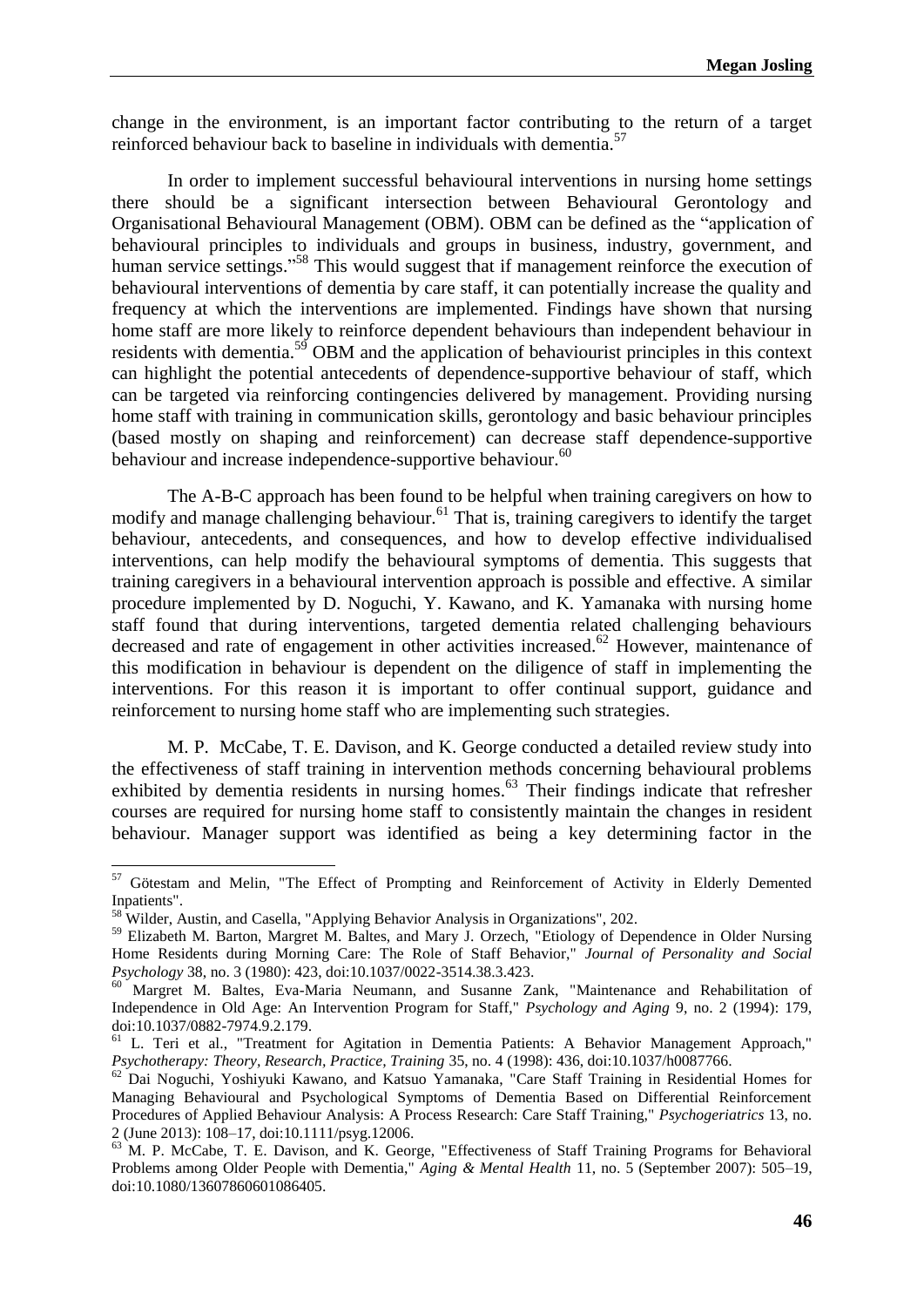change in the environment, is an important factor contributing to the return of a target reinforced behaviour back to baseline in individuals with dementia.[57]

In order to implement successful behavioural interventions in nursing home settings there should be a significant intersection between Behavioural Gerontology and Organisational Behavioural Management (OBM). OBM can be defined as the "application of behavioural principles to individuals and groups in business, industry, government, and human service settings."[58] This would suggest that if management reinforce the execution of behavioural interventions of dementia by care staff, it can potentially increase the quality and frequency at which the interventions are implemented. Findings have shown that nursing home staff are more likely to reinforce dependent behaviours than independent behaviour in residents with dementia.[59] OBM and the application of behaviourist principles in this context can highlight the potential antecedents of dependence-supportive behaviour of staff, which can be targeted via reinforcing contingencies delivered by management. Providing nursing home staff with training in communication skills, gerontology and basic behaviour principles (based mostly on shaping and reinforcement) can decrease staff dependence-supportive behaviour and increase independence-supportive behaviour.[60]

The A-B-C approach has been found to be helpful when training caregivers on how to modify and manage challenging behaviour.[61] That is, training caregivers to identify the target behaviour, antecedents, and consequences, and how to develop effective individualised interventions, can help modify the behavioural symptoms of dementia. This suggests that training caregivers in a behavioural intervention approach is possible and effective. A similar procedure implemented by D. Noguchi, Y. Kawano, and K. Yamanaka with nursing home staff found that during interventions, targeted dementia related challenging behaviours decreased and rate of engagement in other activities increased.[62] However, maintenance of this modification in behaviour is dependent on the diligence of staff in implementing the interventions. For this reason it is important to offer continual support, guidance and reinforcement to nursing home staff who are implementing such strategies.

M. P. McCabe, T. E. Davison, and K. George conducted a detailed review study into the effectiveness of staff training in intervention methods concerning behavioural problems exhibited by dementia residents in nursing homes.[63] Their findings indicate that refresher courses are required for nursing home staff to consistently maintain the changes in resident behaviour. Manager support was identified as being a key determining factor in the

---

[57] Götestam and Melin, "The Effect of Prompting and Reinforcement of Activity in Elderly Demented Inpatients".

[58] Wilder, Austin, and Casella, "Applying Behavior Analysis in Organizations", 202.

[59] Elizabeth M. Barton, Margret M. Baltes, and Mary J. Orzech, "Etiology of Dependence in Older Nursing Home Residents during Morning Care: The Role of Staff Behavior," *Journal of Personality and Social Psychology* 38, no. 3 (1980): 423, doi:10.1037/0022-3514.38.3.423.

[60] Margret M. Baltes, Eva-Maria Neumann, and Susanne Zank, "Maintenance and Rehabilitation of Independence in Old Age: An Intervention Program for Staff," *Psychology and Aging* 9, no. 2 (1994): 179, doi:10.1037/0882-7974.9.2.179.

[61] L. Teri et al., "Treatment for Agitation in Dementia Patients: A Behavior Management Approach," *Psychotherapy: Theory, Research, Practice, Training* 35, no. 4 (1998): 436, doi:10.1037/h0087766.

[62] Dai Noguchi, Yoshiyuki Kawano, and Katsuo Yamanaka, "Care Staff Training in Residential Homes for Managing Behavioural and Psychological Symptoms of Dementia Based on Differential Reinforcement Procedures of Applied Behaviour Analysis: A Process Research: Care Staff Training," *Psychogeriatrics* 13, no. 2 (June 2013): 108–17, doi:10.1111/psyg.12006.

[63] M. P. McCabe, T. E. Davison, and K. George, "Effectiveness of Staff Training Programs for Behavioral Problems among Older People with Dementia," *Aging & Mental Health* 11, no. 5 (September 2007): 505–19, doi:10.1080/13607860601086405.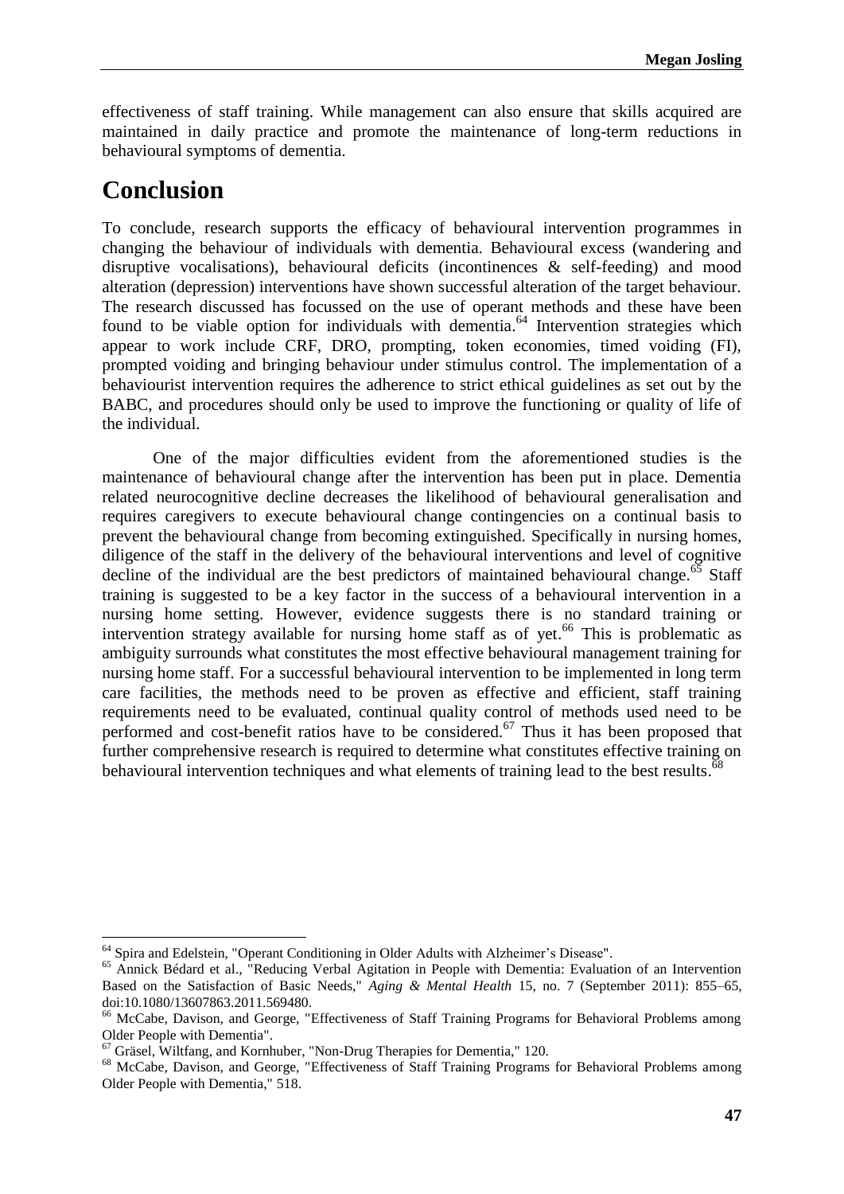effectiveness of staff training. While management can also ensure that skills acquired are maintained in daily practice and promote the maintenance of long-term reductions in behavioural symptoms of dementia.

# Conclusion

To conclude, research supports the efficacy of behavioural intervention programmes in changing the behaviour of individuals with dementia. Behavioural excess (wandering and disruptive vocalisations), behavioural deficits (incontinences & self-feeding) and mood alteration (depression) interventions have shown successful alteration of the target behaviour. The research discussed has focussed on the use of operant methods and these have been found to be viable option for individuals with dementia.[64] Intervention strategies which appear to work include CRF, DRO, prompting, token economies, timed voiding (FI), prompted voiding and bringing behaviour under stimulus control. The implementation of a behaviourist intervention requires the adherence to strict ethical guidelines as set out by the BABC, and procedures should only be used to improve the functioning or quality of life of the individual.

One of the major difficulties evident from the aforementioned studies is the maintenance of behavioural change after the intervention has been put in place. Dementia related neurocognitive decline decreases the likelihood of behavioural generalisation and requires caregivers to execute behavioural change contingencies on a continual basis to prevent the behavioural change from becoming extinguished. Specifically in nursing homes, diligence of the staff in the delivery of the behavioural interventions and level of cognitive decline of the individual are the best predictors of maintained behavioural change.[65] Staff training is suggested to be a key factor in the success of a behavioural intervention in a nursing home setting. However, evidence suggests there is no standard training or intervention strategy available for nursing home staff as of yet.[66] This is problematic as ambiguity surrounds what constitutes the most effective behavioural management training for nursing home staff. For a successful behavioural intervention to be implemented in long term care facilities, the methods need to be proven as effective and efficient, staff training requirements need to be evaluated, continual quality control of methods used need to be performed and cost-benefit ratios have to be considered.[67] Thus it has been proposed that further comprehensive research is required to determine what constitutes effective training on behavioural intervention techniques and what elements of training lead to the best results.[68]

---

[64] Spira and Edelstein, "Operant Conditioning in Older Adults with Alzheimer's Disease".

[65] Annick Bédard et al., "Reducing Verbal Agitation in People with Dementia: Evaluation of an Intervention Based on the Satisfaction of Basic Needs," *Aging & Mental Health* 15, no. 7 (September 2011): 855–65, doi:10.1080/13607863.2011.569480.

[66] McCabe, Davison, and George, "Effectiveness of Staff Training Programs for Behavioral Problems among Older People with Dementia".

[67] Gräsel, Wiltfang, and Kornhuber, "Non-Drug Therapies for Dementia," 120.

[68] McCabe, Davison, and George, "Effectiveness of Staff Training Programs for Behavioral Problems among Older People with Dementia," 518.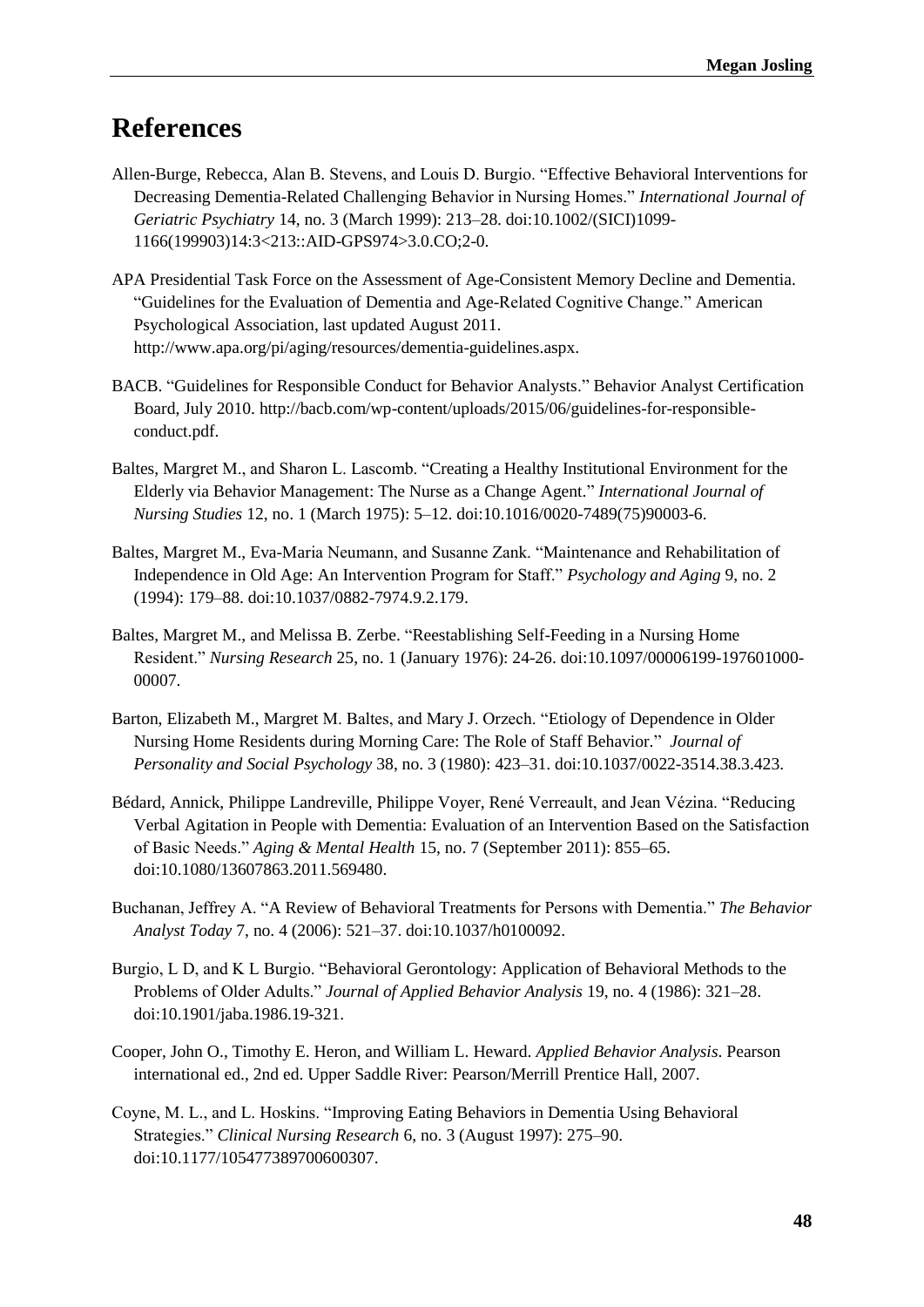# References

Allen-Burge, Rebecca, Alan B. Stevens, and Louis D. Burgio. "Effective Behavioral Interventions for Decreasing Dementia-Related Challenging Behavior in Nursing Homes." *International Journal of Geriatric Psychiatry* 14, no. 3 (March 1999): 213–28. doi:10.1002/(SICI)1099-1166(199903)14:3<213::AID-GPS974>3.0.CO;2-0.

APA Presidential Task Force on the Assessment of Age-Consistent Memory Decline and Dementia. "Guidelines for the Evaluation of Dementia and Age-Related Cognitive Change." American Psychological Association, last updated August 2011. http://www.apa.org/pi/aging/resources/dementia-guidelines.aspx.

BACB. "Guidelines for Responsible Conduct for Behavior Analysts." Behavior Analyst Certification Board, July 2010. http://bacb.com/wp-content/uploads/2015/06/guidelines-for-responsible-conduct.pdf.

Baltes, Margret M., and Sharon L. Lascomb. "Creating a Healthy Institutional Environment for the Elderly via Behavior Management: The Nurse as a Change Agent." *International Journal of Nursing Studies* 12, no. 1 (March 1975): 5–12. doi:10.1016/0020-7489(75)90003-6.

Baltes, Margret M., Eva-Maria Neumann, and Susanne Zank. "Maintenance and Rehabilitation of Independence in Old Age: An Intervention Program for Staff." *Psychology and Aging* 9, no. 2 (1994): 179–88. doi:10.1037/0882-7974.9.2.179.

Baltes, Margret M., and Melissa B. Zerbe. "Reestablishing Self-Feeding in a Nursing Home Resident." *Nursing Research* 25, no. 1 (January 1976): 24-26. doi:10.1097/00006199-197601000-00007.

Barton, Elizabeth M., Margret M. Baltes, and Mary J. Orzech. "Etiology of Dependence in Older Nursing Home Residents during Morning Care: The Role of Staff Behavior." *Journal of Personality and Social Psychology* 38, no. 3 (1980): 423–31. doi:10.1037/0022-3514.38.3.423.

Bédard, Annick, Philippe Landreville, Philippe Voyer, René Verreault, and Jean Vézina. "Reducing Verbal Agitation in People with Dementia: Evaluation of an Intervention Based on the Satisfaction of Basic Needs." *Aging & Mental Health* 15, no. 7 (September 2011): 855–65. doi:10.1080/13607863.2011.569480.

Buchanan, Jeffrey A. "A Review of Behavioral Treatments for Persons with Dementia." *The Behavior Analyst Today* 7, no. 4 (2006): 521–37. doi:10.1037/h0100092.

Burgio, L D, and K L Burgio. "Behavioral Gerontology: Application of Behavioral Methods to the Problems of Older Adults." *Journal of Applied Behavior Analysis* 19, no. 4 (1986): 321–28. doi:10.1901/jaba.1986.19-321.

Cooper, John O., Timothy E. Heron, and William L. Heward. *Applied Behavior Analysis*. Pearson international ed., 2nd ed. Upper Saddle River: Pearson/Merrill Prentice Hall, 2007.

Coyne, M. L., and L. Hoskins. "Improving Eating Behaviors in Dementia Using Behavioral Strategies." *Clinical Nursing Research* 6, no. 3 (August 1997): 275–90. doi:10.1177/105477389700600307.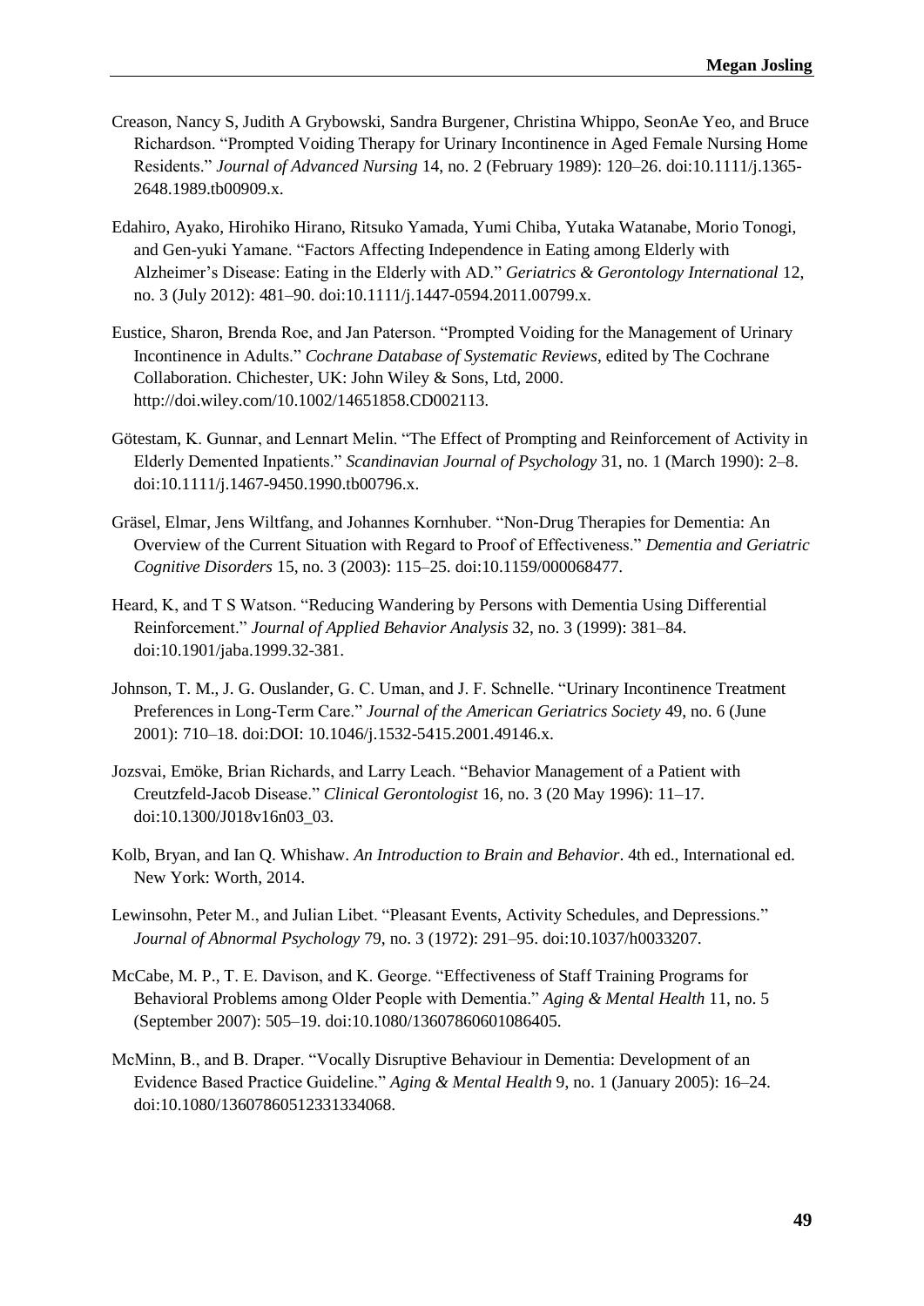Creason, Nancy S, Judith A Grybowski, Sandra Burgener, Christina Whippo, SeonAe Yeo, and Bruce Richardson. "Prompted Voiding Therapy for Urinary Incontinence in Aged Female Nursing Home Residents." *Journal of Advanced Nursing* 14, no. 2 (February 1989): 120–26. doi:10.1111/j.1365-2648.1989.tb00909.x.

Edahiro, Ayako, Hirohiko Hirano, Ritsuko Yamada, Yumi Chiba, Yutaka Watanabe, Morio Tonogi, and Gen-yuki Yamane. "Factors Affecting Independence in Eating among Elderly with Alzheimer's Disease: Eating in the Elderly with AD." *Geriatrics & Gerontology International* 12, no. 3 (July 2012): 481–90. doi:10.1111/j.1447-0594.2011.00799.x.

Eustice, Sharon, Brenda Roe, and Jan Paterson. "Prompted Voiding for the Management of Urinary Incontinence in Adults." *Cochrane Database of Systematic Reviews*, edited by The Cochrane Collaboration. Chichester, UK: John Wiley & Sons, Ltd, 2000. http://doi.wiley.com/10.1002/14651858.CD002113.

Götestam, K. Gunnar, and Lennart Melin. "The Effect of Prompting and Reinforcement of Activity in Elderly Demented Inpatients." *Scandinavian Journal of Psychology* 31, no. 1 (March 1990): 2–8. doi:10.1111/j.1467-9450.1990.tb00796.x.

Gräsel, Elmar, Jens Wiltfang, and Johannes Kornhuber. "Non-Drug Therapies for Dementia: An Overview of the Current Situation with Regard to Proof of Effectiveness." *Dementia and Geriatric Cognitive Disorders* 15, no. 3 (2003): 115–25. doi:10.1159/000068477.

Heard, K, and T S Watson. "Reducing Wandering by Persons with Dementia Using Differential Reinforcement." *Journal of Applied Behavior Analysis* 32, no. 3 (1999): 381–84. doi:10.1901/jaba.1999.32-381.

Johnson, T. M., J. G. Ouslander, G. C. Uman, and J. F. Schnelle. "Urinary Incontinence Treatment Preferences in Long-Term Care." *Journal of the American Geriatrics Society* 49, no. 6 (June 2001): 710–18. doi:DOI: 10.1046/j.1532-5415.2001.49146.x.

Jozsvai, Emöke, Brian Richards, and Larry Leach. "Behavior Management of a Patient with Creutzfeld-Jacob Disease." *Clinical Gerontologist* 16, no. 3 (20 May 1996): 11–17. doi:10.1300/J018v16n03_03.

Kolb, Bryan, and Ian Q. Whishaw. *An Introduction to Brain and Behavior*. 4th ed., International ed. New York: Worth, 2014.

Lewinsohn, Peter M., and Julian Libet. "Pleasant Events, Activity Schedules, and Depressions." *Journal of Abnormal Psychology* 79, no. 3 (1972): 291–95. doi:10.1037/h0033207.

McCabe, M. P., T. E. Davison, and K. George. "Effectiveness of Staff Training Programs for Behavioral Problems among Older People with Dementia." *Aging & Mental Health* 11, no. 5 (September 2007): 505–19. doi:10.1080/13607860601086405.

McMinn, B., and B. Draper. "Vocally Disruptive Behaviour in Dementia: Development of an Evidence Based Practice Guideline." *Aging & Mental Health* 9, no. 1 (January 2005): 16–24. doi:10.1080/13607860512331334068.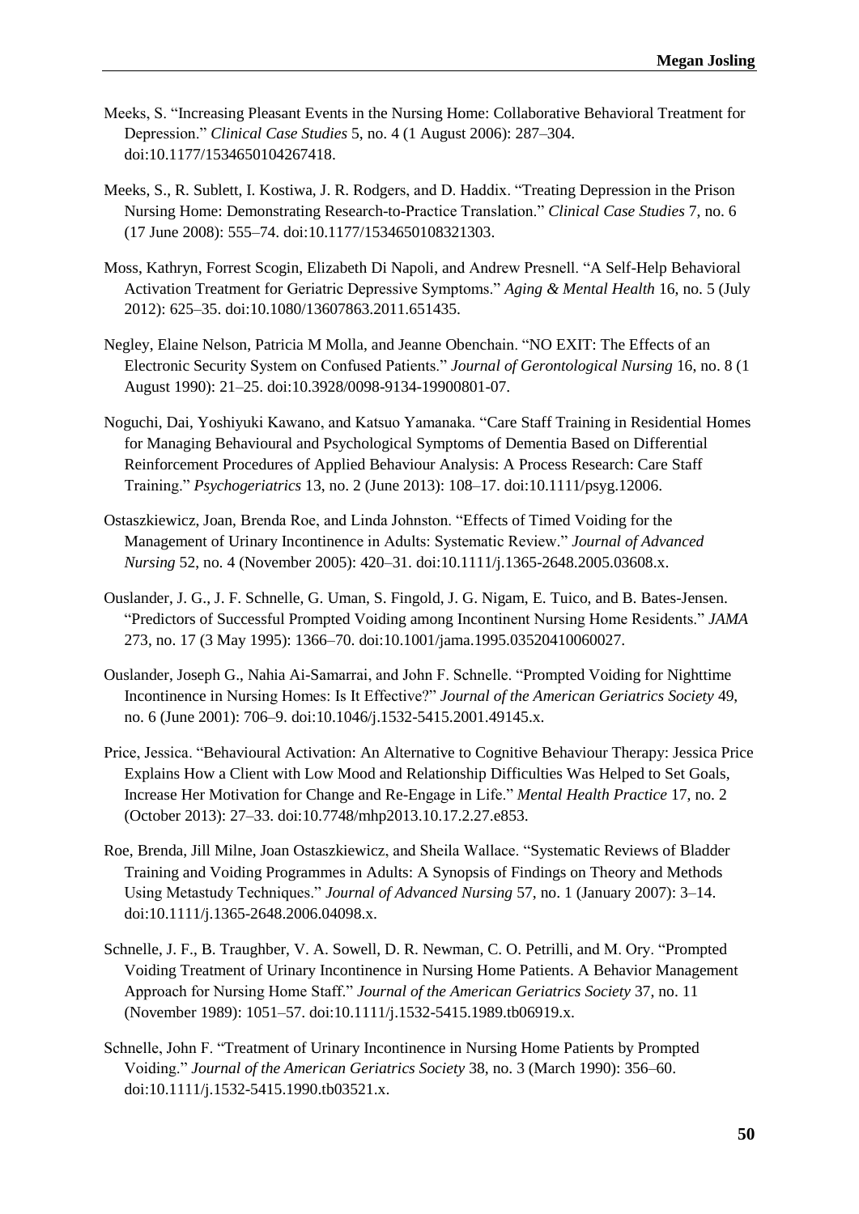Meeks, S. "Increasing Pleasant Events in the Nursing Home: Collaborative Behavioral Treatment for Depression." *Clinical Case Studies* 5, no. 4 (1 August 2006): 287–304. doi:10.1177/1534650104267418.

Meeks, S., R. Sublett, I. Kostiwa, J. R. Rodgers, and D. Haddix. "Treating Depression in the Prison Nursing Home: Demonstrating Research-to-Practice Translation." *Clinical Case Studies* 7, no. 6 (17 June 2008): 555–74. doi:10.1177/1534650108321303.

Moss, Kathryn, Forrest Scogin, Elizabeth Di Napoli, and Andrew Presnell. "A Self-Help Behavioral Activation Treatment for Geriatric Depressive Symptoms." *Aging & Mental Health* 16, no. 5 (July 2012): 625–35. doi:10.1080/13607863.2011.651435.

Negley, Elaine Nelson, Patricia M Molla, and Jeanne Obenchain. "NO EXIT: The Effects of an Electronic Security System on Confused Patients." *Journal of Gerontological Nursing* 16, no. 8 (1 August 1990): 21–25. doi:10.3928/0098-9134-19900801-07.

Noguchi, Dai, Yoshiyuki Kawano, and Katsuo Yamanaka. "Care Staff Training in Residential Homes for Managing Behavioural and Psychological Symptoms of Dementia Based on Differential Reinforcement Procedures of Applied Behaviour Analysis: A Process Research: Care Staff Training." *Psychogeriatrics* 13, no. 2 (June 2013): 108–17. doi:10.1111/psyg.12006.

Ostaszkiewicz, Joan, Brenda Roe, and Linda Johnston. "Effects of Timed Voiding for the Management of Urinary Incontinence in Adults: Systematic Review." *Journal of Advanced Nursing* 52, no. 4 (November 2005): 420–31. doi:10.1111/j.1365-2648.2005.03608.x.

Ouslander, J. G., J. F. Schnelle, G. Uman, S. Fingold, J. G. Nigam, E. Tuico, and B. Bates-Jensen. "Predictors of Successful Prompted Voiding among Incontinent Nursing Home Residents." *JAMA* 273, no. 17 (3 May 1995): 1366–70. doi:10.1001/jama.1995.03520410060027.

Ouslander, Joseph G., Nahia Ai-Samarrai, and John F. Schnelle. "Prompted Voiding for Nighttime Incontinence in Nursing Homes: Is It Effective?" *Journal of the American Geriatrics Society* 49, no. 6 (June 2001): 706–9. doi:10.1046/j.1532-5415.2001.49145.x.

Price, Jessica. "Behavioural Activation: An Alternative to Cognitive Behaviour Therapy: Jessica Price Explains How a Client with Low Mood and Relationship Difficulties Was Helped to Set Goals, Increase Her Motivation for Change and Re-Engage in Life." *Mental Health Practice* 17, no. 2 (October 2013): 27–33. doi:10.7748/mhp2013.10.17.2.27.e853.

Roe, Brenda, Jill Milne, Joan Ostaszkiewicz, and Sheila Wallace. "Systematic Reviews of Bladder Training and Voiding Programmes in Adults: A Synopsis of Findings on Theory and Methods Using Metastudy Techniques." *Journal of Advanced Nursing* 57, no. 1 (January 2007): 3–14. doi:10.1111/j.1365-2648.2006.04098.x.

Schnelle, J. F., B. Traughber, V. A. Sowell, D. R. Newman, C. O. Petrilli, and M. Ory. "Prompted Voiding Treatment of Urinary Incontinence in Nursing Home Patients. A Behavior Management Approach for Nursing Home Staff." *Journal of the American Geriatrics Society* 37, no. 11 (November 1989): 1051–57. doi:10.1111/j.1532-5415.1989.tb06919.x.

Schnelle, John F. "Treatment of Urinary Incontinence in Nursing Home Patients by Prompted Voiding." *Journal of the American Geriatrics Society* 38, no. 3 (March 1990): 356–60. doi:10.1111/j.1532-5415.1990.tb03521.x.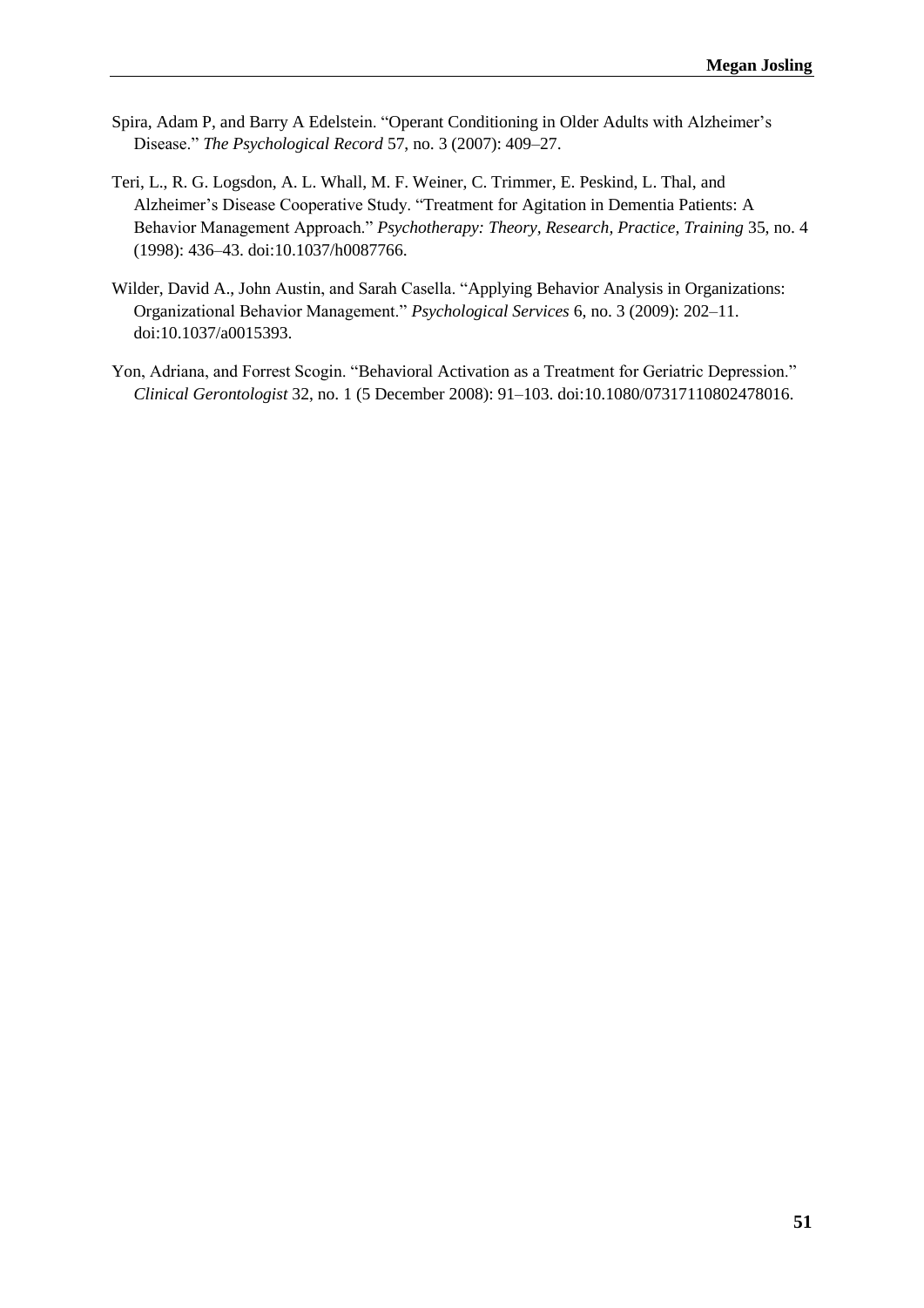Spira, Adam P, and Barry A Edelstein. "Operant Conditioning in Older Adults with Alzheimer's Disease." *The Psychological Record* 57, no. 3 (2007): 409–27.

Teri, L., R. G. Logsdon, A. L. Whall, M. F. Weiner, C. Trimmer, E. Peskind, L. Thal, and Alzheimer's Disease Cooperative Study. "Treatment for Agitation in Dementia Patients: A Behavior Management Approach." *Psychotherapy: Theory, Research, Practice, Training* 35, no. 4 (1998): 436–43. doi:10.1037/h0087766.

Wilder, David A., John Austin, and Sarah Casella. "Applying Behavior Analysis in Organizations: Organizational Behavior Management." *Psychological Services* 6, no. 3 (2009): 202–11. doi:10.1037/a0015393.

Yon, Adriana, and Forrest Scogin. "Behavioral Activation as a Treatment for Geriatric Depression." *Clinical Gerontologist* 32, no. 1 (5 December 2008): 91–103. doi:10.1080/07317110802478016.